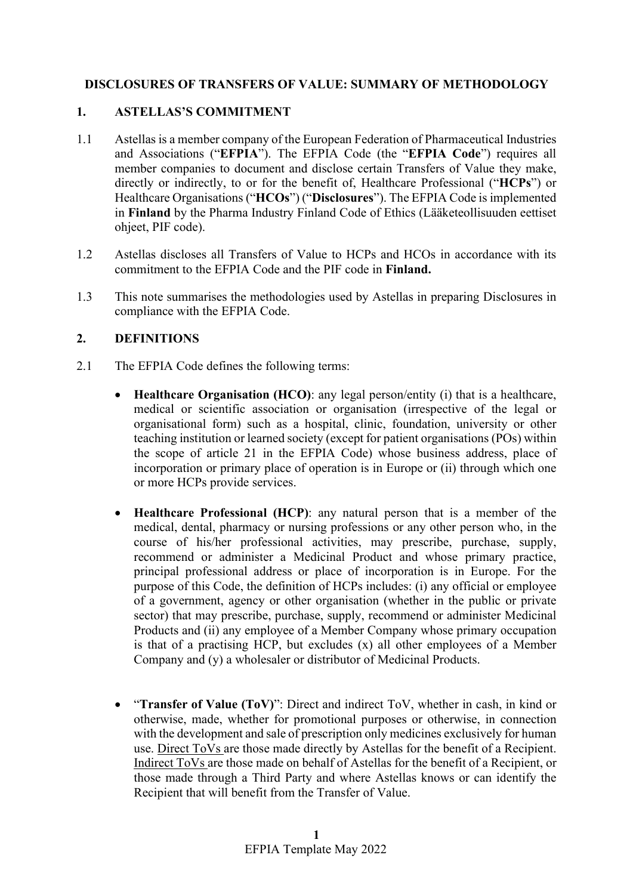# DISCLOSURES OF TRANSFERS OF VALUE: SUMMARY OF METHODOLOGY

## 1. ASTELLAS'S COMMITMENT

1.1 Astellas is a member company of the European Federation of Pharmaceutical Industries and Associations ("**EFPIA**"). The EFPIA Code (the "**EFPIA Code**") requires all member companies to document and disclose certain Transfers of Value they make, directly or indirectly, to or for the benefit of, Healthcare Professional ("**HCPs**") or Healthcare Organisations ("**HCOs**") ("**Disclosures**"). The EFPIA Code is implemented in **Finland** by the Pharma Industry Finland Code of Ethics (Lääketeollisuuden eettiset ohjeet, PIF code).

1.2 Astellas discloses all Transfers of Value to HCPs and HCOs in accordance with its commitment to the EFPIA Code and the PIF code in **Finland.**

1.3 This note summarises the methodologies used by Astellas in preparing Disclosures in compliance with the EFPIA Code.

## 2. DEFINITIONS

2.1 The EFPIA Code defines the following terms:

- **Healthcare Organisation (HCO)**: any legal person/entity (i) that is a healthcare, medical or scientific association or organisation (irrespective of the legal or organisational form) such as a hospital, clinic, foundation, university or other teaching institution or learned society (except for patient organisations (POs) within the scope of article 21 in the EFPIA Code) whose business address, place of incorporation or primary place of operation is in Europe or (ii) through which one or more HCPs provide services.

- **Healthcare Professional (HCP)**: any natural person that is a member of the medical, dental, pharmacy or nursing professions or any other person who, in the course of his/her professional activities, may prescribe, purchase, supply, recommend or administer a Medicinal Product and whose primary practice, principal professional address or place of incorporation is in Europe. For the purpose of this Code, the definition of HCPs includes: (i) any official or employee of a government, agency or other organisation (whether in the public or private sector) that may prescribe, purchase, supply, recommend or administer Medicinal Products and (ii) any employee of a Member Company whose primary occupation is that of a practising HCP, but excludes (x) all other employees of a Member Company and (y) a wholesaler or distributor of Medicinal Products.

- "**Transfer of Value (ToV)**": Direct and indirect ToV, whether in cash, in kind or otherwise, made, whether for promotional purposes or otherwise, in connection with the development and sale of prescription only medicines exclusively for human use. Direct ToVs are those made directly by Astellas for the benefit of a Recipient. Indirect ToVs are those made on behalf of Astellas for the benefit of a Recipient, or those made through a Third Party and where Astellas knows or can identify the Recipient that will benefit from the Transfer of Value.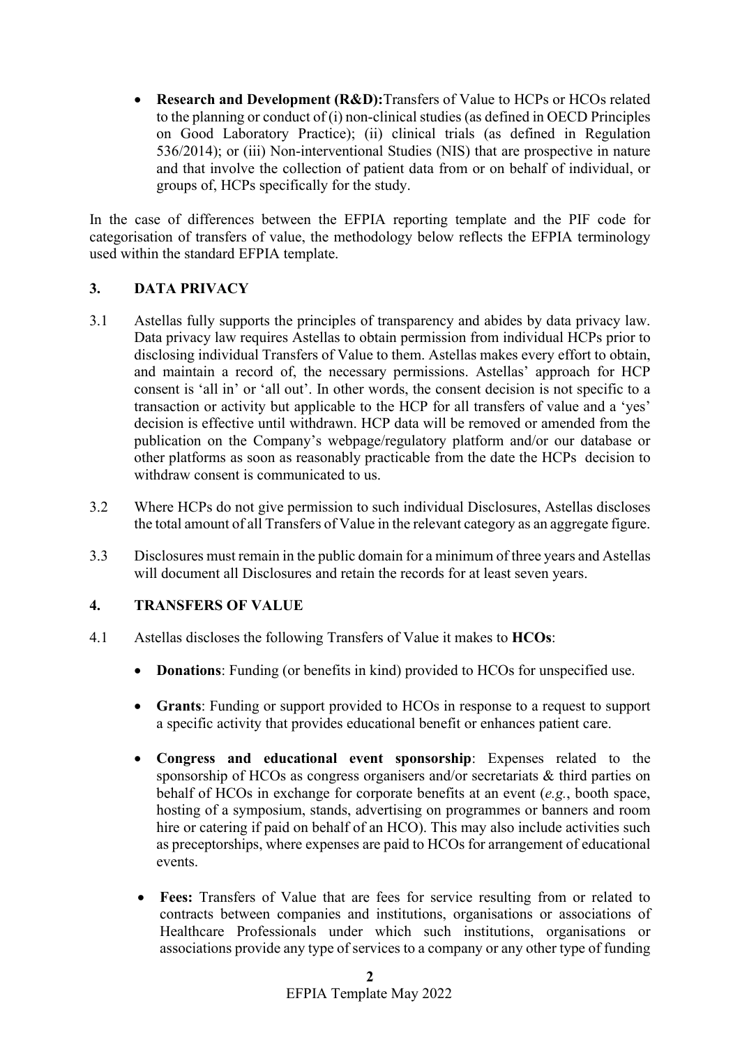- **Research and Development (R&D):** Transfers of Value to HCPs or HCOs related to the planning or conduct of (i) non-clinical studies (as defined in OECD Principles on Good Laboratory Practice); (ii) clinical trials (as defined in Regulation 536/2014); or (iii) Non-interventional Studies (NIS) that are prospective in nature and that involve the collection of patient data from or on behalf of individual, or groups of, HCPs specifically for the study.

In the case of differences between the EFPIA reporting template and the PIF code for categorisation of transfers of value, the methodology below reflects the EFPIA terminology used within the standard EFPIA template.

## 3. DATA PRIVACY

3.1 Astellas fully supports the principles of transparency and abides by data privacy law. Data privacy law requires Astellas to obtain permission from individual HCPs prior to disclosing individual Transfers of Value to them. Astellas makes every effort to obtain, and maintain a record of, the necessary permissions. Astellas' approach for HCP consent is 'all in' or 'all out'. In other words, the consent decision is not specific to a transaction or activity but applicable to the HCP for all transfers of value and a 'yes' decision is effective until withdrawn. HCP data will be removed or amended from the publication on the Company's webpage/regulatory platform and/or our database or other platforms as soon as reasonably practicable from the date the HCPs decision to withdraw consent is communicated to us.

3.2 Where HCPs do not give permission to such individual Disclosures, Astellas discloses the total amount of all Transfers of Value in the relevant category as an aggregate figure.

3.3 Disclosures must remain in the public domain for a minimum of three years and Astellas will document all Disclosures and retain the records for at least seven years.

## 4. TRANSFERS OF VALUE

4.1 Astellas discloses the following Transfers of Value it makes to **HCOs**:

- **Donations**: Funding (or benefits in kind) provided to HCOs for unspecified use.

- **Grants**: Funding or support provided to HCOs in response to a request to support a specific activity that provides educational benefit or enhances patient care.

- **Congress and educational event sponsorship**: Expenses related to the sponsorship of HCOs as congress organisers and/or secretariats & third parties on behalf of HCOs in exchange for corporate benefits at an event (*e.g.*, booth space, hosting of a symposium, stands, advertising on programmes or banners and room hire or catering if paid on behalf of an HCO). This may also include activities such as preceptorships, where expenses are paid to HCOs for arrangement of educational events.

- **Fees:** Transfers of Value that are fees for service resulting from or related to contracts between companies and institutions, organisations or associations of Healthcare Professionals under which such institutions, organisations or associations provide any type of services to a company or any other type of funding

EFPIA Template May 2022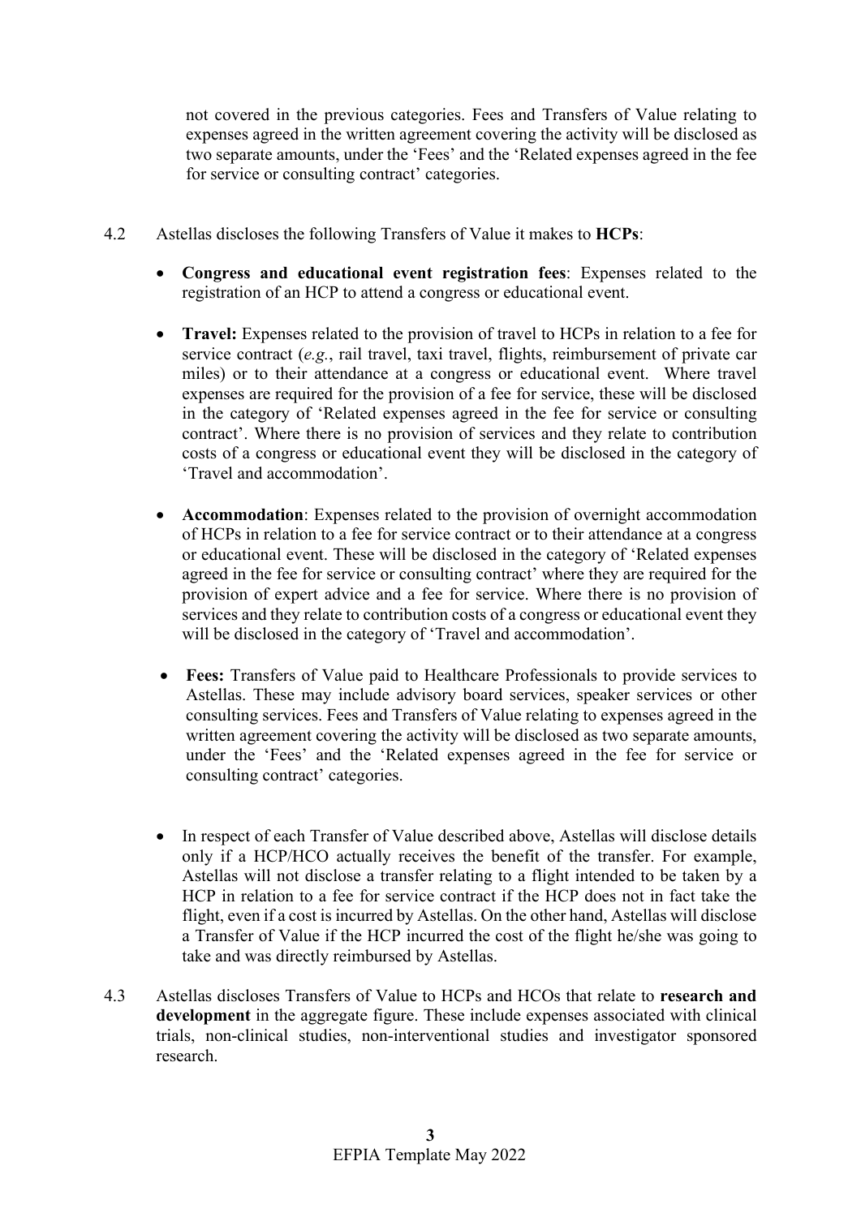not covered in the previous categories. Fees and Transfers of Value relating to expenses agreed in the written agreement covering the activity will be disclosed as two separate amounts, under the 'Fees' and the 'Related expenses agreed in the fee for service or consulting contract' categories.

4.2 Astellas discloses the following Transfers of Value it makes to **HCPs**:

- **Congress and educational event registration fees**: Expenses related to the registration of an HCP to attend a congress or educational event.

- **Travel:** Expenses related to the provision of travel to HCPs in relation to a fee for service contract (*e.g.*, rail travel, taxi travel, flights, reimbursement of private car miles) or to their attendance at a congress or educational event. Where travel expenses are required for the provision of a fee for service, these will be disclosed in the category of 'Related expenses agreed in the fee for service or consulting contract'. Where there is no provision of services and they relate to contribution costs of a congress or educational event they will be disclosed in the category of 'Travel and accommodation'.

- **Accommodation**: Expenses related to the provision of overnight accommodation of HCPs in relation to a fee for service contract or to their attendance at a congress or educational event. These will be disclosed in the category of 'Related expenses agreed in the fee for service or consulting contract' where they are required for the provision of expert advice and a fee for service. Where there is no provision of services and they relate to contribution costs of a congress or educational event they will be disclosed in the category of 'Travel and accommodation'.

- **Fees:** Transfers of Value paid to Healthcare Professionals to provide services to Astellas. These may include advisory board services, speaker services or other consulting services. Fees and Transfers of Value relating to expenses agreed in the written agreement covering the activity will be disclosed as two separate amounts, under the 'Fees' and the 'Related expenses agreed in the fee for service or consulting contract' categories.

- In respect of each Transfer of Value described above, Astellas will disclose details only if a HCP/HCO actually receives the benefit of the transfer. For example, Astellas will not disclose a transfer relating to a flight intended to be taken by a HCP in relation to a fee for service contract if the HCP does not in fact take the flight, even if a cost is incurred by Astellas. On the other hand, Astellas will disclose a Transfer of Value if the HCP incurred the cost of the flight he/she was going to take and was directly reimbursed by Astellas.

4.3 Astellas discloses Transfers of Value to HCPs and HCOs that relate to **research and development** in the aggregate figure. These include expenses associated with clinical trials, non-clinical studies, non-interventional studies and investigator sponsored research.

EFPIA Template May 2022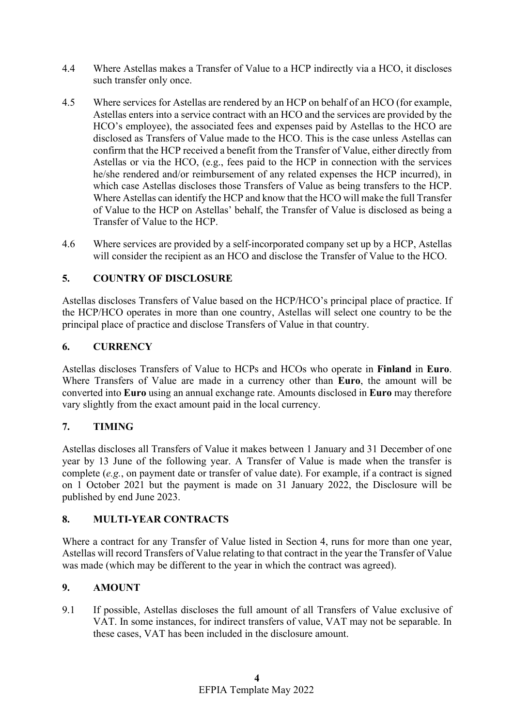4.4 Where Astellas makes a Transfer of Value to a HCP indirectly via a HCO, it discloses such transfer only once.

4.5 Where services for Astellas are rendered by an HCP on behalf of an HCO (for example, Astellas enters into a service contract with an HCO and the services are provided by the HCO's employee), the associated fees and expenses paid by Astellas to the HCO are disclosed as Transfers of Value made to the HCO. This is the case unless Astellas can confirm that the HCP received a benefit from the Transfer of Value, either directly from Astellas or via the HCO, (e.g., fees paid to the HCP in connection with the services he/she rendered and/or reimbursement of any related expenses the HCP incurred), in which case Astellas discloses those Transfers of Value as being transfers to the HCP. Where Astellas can identify the HCP and know that the HCO will make the full Transfer of Value to the HCP on Astellas' behalf, the Transfer of Value is disclosed as being a Transfer of Value to the HCP.

4.6 Where services are provided by a self-incorporated company set up by a HCP, Astellas will consider the recipient as an HCO and disclose the Transfer of Value to the HCO.

## 5. COUNTRY OF DISCLOSURE

Astellas discloses Transfers of Value based on the HCP/HCO's principal place of practice. If the HCP/HCO operates in more than one country, Astellas will select one country to be the principal place of practice and disclose Transfers of Value in that country.

## 6. CURRENCY

Astellas discloses Transfers of Value to HCPs and HCOs who operate in **Finland** in **Euro**. Where Transfers of Value are made in a currency other than **Euro**, the amount will be converted into **Euro** using an annual exchange rate. Amounts disclosed in **Euro** may therefore vary slightly from the exact amount paid in the local currency.

## 7. TIMING

Astellas discloses all Transfers of Value it makes between 1 January and 31 December of one year by 13 June of the following year. A Transfer of Value is made when the transfer is complete (*e.g.*, on payment date or transfer of value date). For example, if a contract is signed on 1 October 2021 but the payment is made on 31 January 2022, the Disclosure will be published by end June 2023.

## 8. MULTI-YEAR CONTRACTS

Where a contract for any Transfer of Value listed in Section 4, runs for more than one year, Astellas will record Transfers of Value relating to that contract in the year the Transfer of Value was made (which may be different to the year in which the contract was agreed).

## 9. AMOUNT

9.1 If possible, Astellas discloses the full amount of all Transfers of Value exclusive of VAT. In some instances, for indirect transfers of value, VAT may not be separable. In these cases, VAT has been included in the disclosure amount.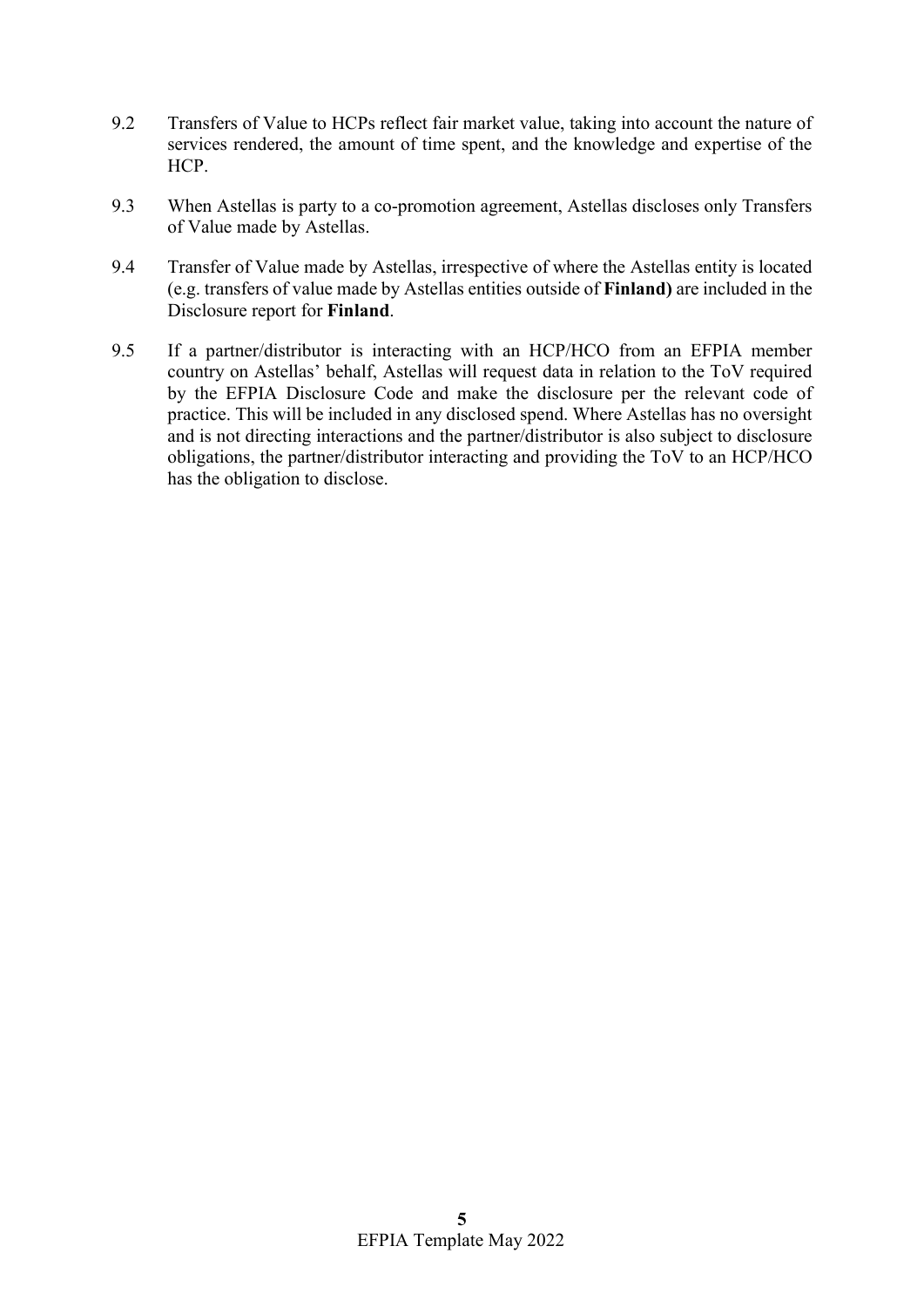9.2 Transfers of Value to HCPs reflect fair market value, taking into account the nature of services rendered, the amount of time spent, and the knowledge and expertise of the HCP.

9.3 When Astellas is party to a co-promotion agreement, Astellas discloses only Transfers of Value made by Astellas.

9.4 Transfer of Value made by Astellas, irrespective of where the Astellas entity is located (e.g. transfers of value made by Astellas entities outside of **Finland)** are included in the Disclosure report for **Finland**.

9.5 If a partner/distributor is interacting with an HCP/HCO from an EFPIA member country on Astellas' behalf, Astellas will request data in relation to the ToV required by the EFPIA Disclosure Code and make the disclosure per the relevant code of practice. This will be included in any disclosed spend. Where Astellas has no oversight and is not directing interactions and the partner/distributor is also subject to disclosure obligations, the partner/distributor interacting and providing the ToV to an HCP/HCO has the obligation to disclose.

EFPIA Template May 2022